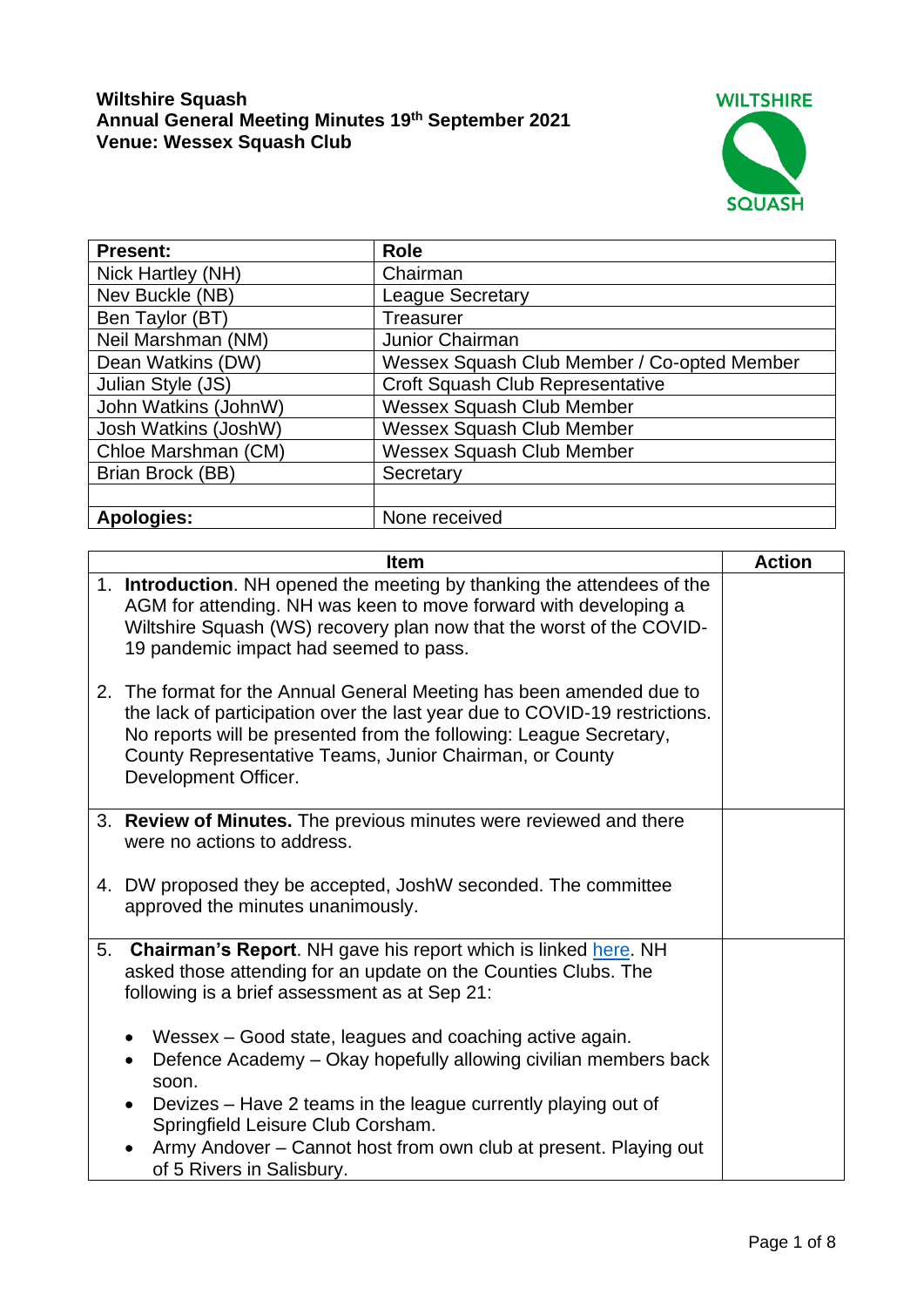# Wiltshire Squash
## Annual General Meeting Minutes 19th September 2021
## Venue: Wessex Squash Club

| Present: | Role |
|---|---|
| Nick Hartley (NH) | Chairman |
| Nev Buckle (NB) | League Secretary |
| Ben Taylor (BT) | Treasurer |
| Neil Marshman (NM) | Junior Chairman |
| Dean Watkins (DW) | Wessex Squash Club Member / Co-opted Member |
| Julian Style (JS) | Croft Squash Club Representative |
| John Watkins (JohnW) | Wessex Squash Club Member |
| Josh Watkins (JoshW) | Wessex Squash Club Member |
| Chloe Marshman (CM) | Wessex Squash Club Member |
| Brian Brock (BB) | Secretary |
| | |
| **Apologies:** | None received |

| Item | Action |
|---|---|
| 1. **Introduction**. NH opened the meeting by thanking the attendees of the AGM for attending. NH was keen to move forward with developing a Wiltshire Squash (WS) recovery plan now that the worst of the COVID-19 pandemic impact had seemed to pass.<br><br>2. The format for the Annual General Meeting has been amended due to the lack of participation over the last year due to COVID-19 restrictions. No reports will be presented from the following: League Secretary, County Representative Teams, Junior Chairman, or County Development Officer. | |
| 3. **Review of Minutes.** The previous minutes were reviewed and there were no actions to address.<br><br>4. DW proposed they be accepted, JoshW seconded. The committee approved the minutes unanimously. | |
| 5. **Chairman's Report**. NH gave his report which is linked here. NH asked those attending for an update on the Counties Clubs. The following is a brief assessment as at Sep 21:<br><br>• Wessex – Good state, leagues and coaching active again.<br>• Defence Academy – Okay hopefully allowing civilian members back soon.<br>• Devizes – Have 2 teams in the league currently playing out of Springfield Leisure Club Corsham.<br>• Army Andover – Cannot host from own club at present. Playing out of 5 Rivers in Salisbury. | |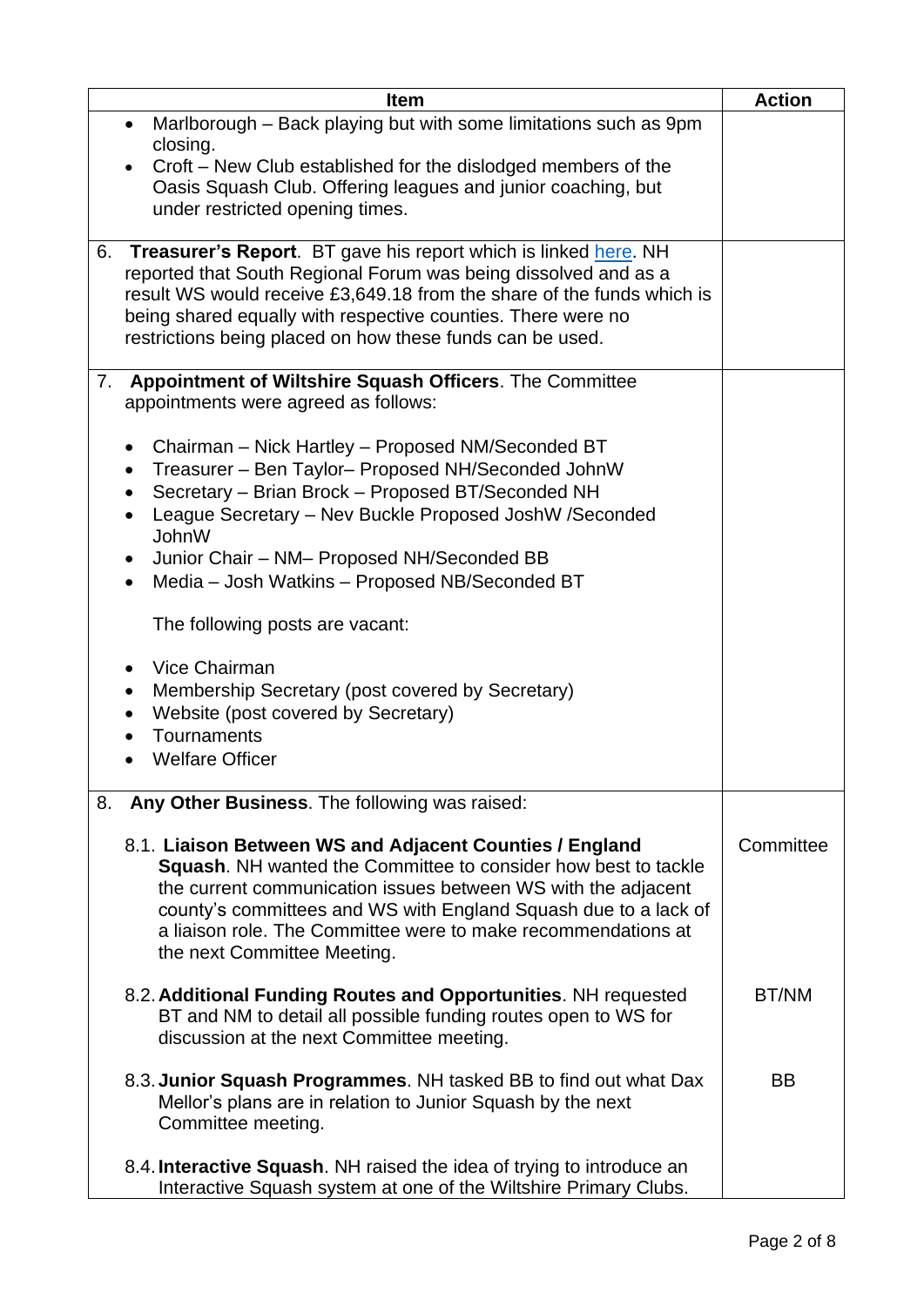| Item | Action |
|---|---|
| • Marlborough – Back playing but with some limitations such as 9pm closing.<br>• Croft – New Club established for the dislodged members of the Oasis Squash Club. Offering leagues and junior coaching, but under restricted opening times. | |
| 6. **Treasurer's Report**. BT gave his report which is linked here. NH reported that South Regional Forum was being dissolved and as a result WS would receive £3,649.18 from the share of the funds which is being shared equally with respective counties. There were no restrictions being placed on how these funds can be used. | |
| 7. **Appointment of Wiltshire Squash Officers**. The Committee appointments were agreed as follows:<br><br>• Chairman – Nick Hartley – Proposed NM/Seconded BT<br>• Treasurer – Ben Taylor– Proposed NH/Seconded JohnW<br>• Secretary – Brian Brock – Proposed BT/Seconded NH<br>• League Secretary – Nev Buckle Proposed JoshW /Seconded JohnW<br>• Junior Chair – NM– Proposed NH/Seconded BB<br>• Media – Josh Watkins – Proposed NB/Seconded BT<br><br>The following posts are vacant:<br><br>• Vice Chairman<br>• Membership Secretary (post covered by Secretary)<br>• Website (post covered by Secretary)<br>• Tournaments<br>• Welfare Officer | |
| 8. **Any Other Business**. The following was raised: | |
| 8.1. **Liaison Between WS and Adjacent Counties / England Squash**. NH wanted the Committee to consider how best to tackle the current communication issues between WS with the adjacent county's committees and WS with England Squash due to a lack of a liaison role. The Committee were to make recommendations at the next Committee Meeting. | Committee |
| 8.2. **Additional Funding Routes and Opportunities**. NH requested BT and NM to detail all possible funding routes open to WS for discussion at the next Committee meeting. | BT/NM |
| 8.3. **Junior Squash Programmes**. NH tasked BB to find out what Dax Mellor's plans are in relation to Junior Squash by the next Committee meeting. | BB |
| 8.4. **Interactive Squash**. NH raised the idea of trying to introduce an Interactive Squash system at one of the Wiltshire Primary Clubs. | |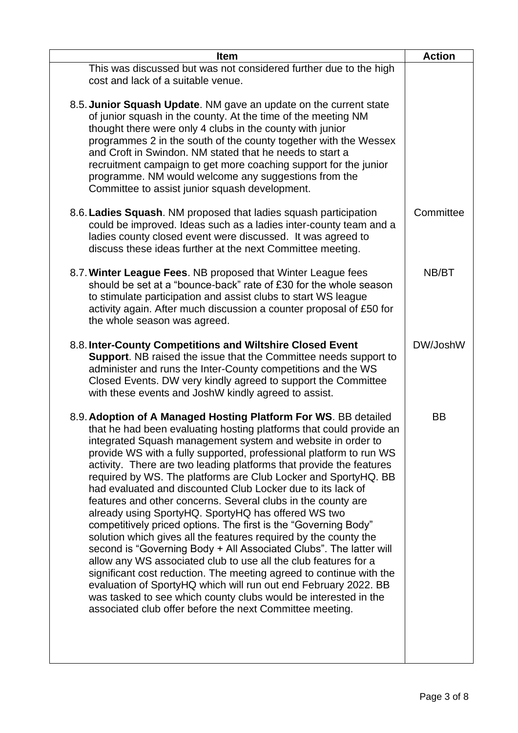| Item | Action |
|---|---|
| This was discussed but was not considered further due to the high cost and lack of a suitable venue. | |
| 8.5. **Junior Squash Update**. NM gave an update on the current state of junior squash in the county. At the time of the meeting NM thought there were only 4 clubs in the county with junior programmes 2 in the south of the county together with the Wessex and Croft in Swindon. NM stated that he needs to start a recruitment campaign to get more coaching support for the junior programme. NM would welcome any suggestions from the Committee to assist junior squash development. | |
| 8.6. **Ladies Squash**. NM proposed that ladies squash participation could be improved. Ideas such as a ladies inter-county team and a ladies county closed event were discussed. It was agreed to discuss these ideas further at the next Committee meeting. | Committee |
| 8.7. **Winter League Fees**. NB proposed that Winter League fees should be set at a "bounce-back" rate of £30 for the whole season to stimulate participation and assist clubs to start WS league activity again. After much discussion a counter proposal of £50 for the whole season was agreed. | NB/BT |
| 8.8. **Inter-County Competitions and Wiltshire Closed Event Support**. NB raised the issue that the Committee needs support to administer and runs the Inter-County competitions and the WS Closed Events. DW very kindly agreed to support the Committee with these events and JoshW kindly agreed to assist. | DW/JoshW |
| 8.9. **Adoption of A Managed Hosting Platform For WS**. BB detailed that he had been evaluating hosting platforms that could provide an integrated Squash management system and website in order to provide WS with a fully supported, professional platform to run WS activity. There are two leading platforms that provide the features required by WS. The platforms are Club Locker and SportyHQ. BB had evaluated and discounted Club Locker due to its lack of features and other concerns. Several clubs in the county are already using SportyHQ. SportyHQ has offered WS two competitively priced options. The first is the "Governing Body" solution which gives all the features required by the county the second is "Governing Body + All Associated Clubs". The latter will allow any WS associated club to use all the club features for a significant cost reduction. The meeting agreed to continue with the evaluation of SportyHQ which will run out end February 2022. BB was tasked to see which county clubs would be interested in the associated club offer before the next Committee meeting. | BB |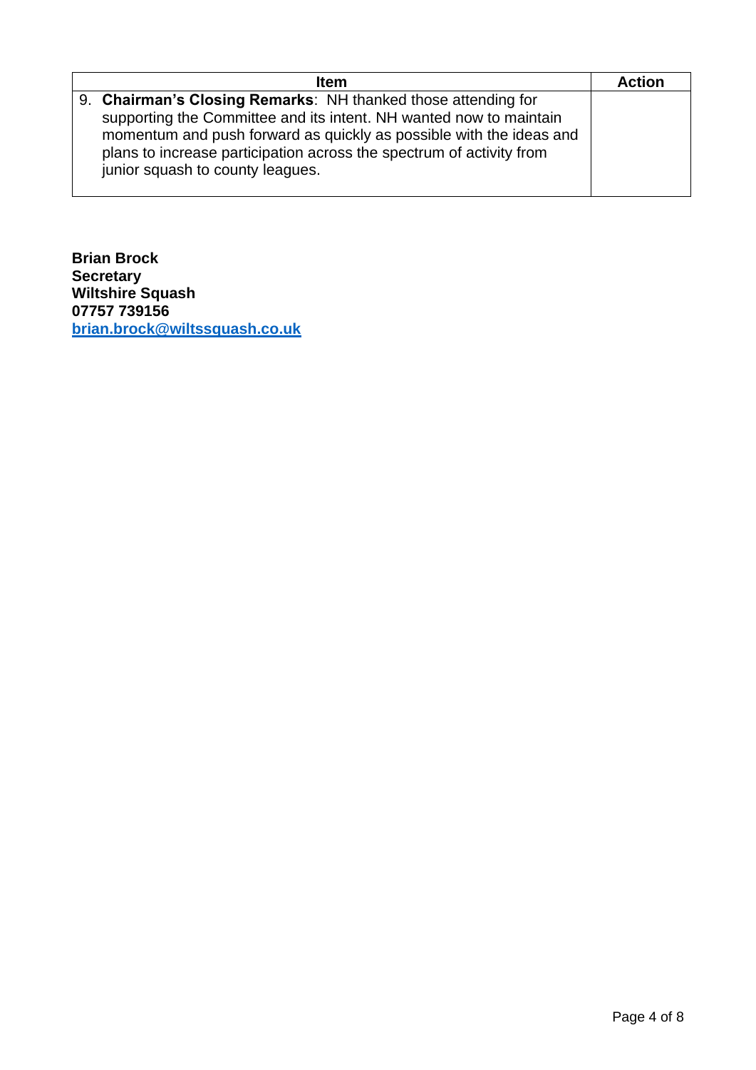| Item | Action |
| --- | --- |
| 9. **Chairman's Closing Remarks**: NH thanked those attending for supporting the Committee and its intent. NH wanted now to maintain momentum and push forward as quickly as possible with the ideas and plans to increase participation across the spectrum of activity from junior squash to county leagues. | |

**Brian Brock**
**Secretary**
**Wiltshire Squash**
**07757 739156**
**[brian.brock@wiltssquash.co.uk](mailto:brian.brock@wiltssquash.co.uk)**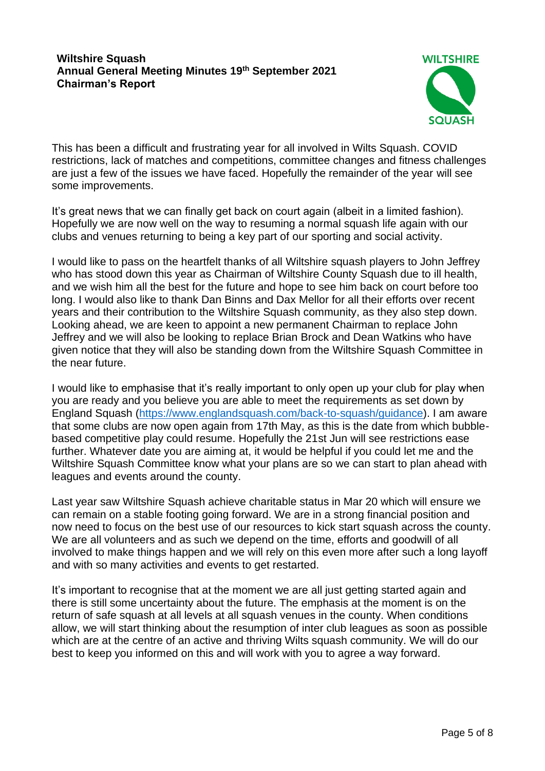**Wiltshire Squash**
**Annual General Meeting Minutes 19th September 2021**
**Chairman's Report**

This has been a difficult and frustrating year for all involved in Wilts Squash. COVID restrictions, lack of matches and competitions, committee changes and fitness challenges are just a few of the issues we have faced. Hopefully the remainder of the year will see some improvements.

It's great news that we can finally get back on court again (albeit in a limited fashion). Hopefully we are now well on the way to resuming a normal squash life again with our clubs and venues returning to being a key part of our sporting and social activity.

I would like to pass on the heartfelt thanks of all Wiltshire squash players to John Jeffrey who has stood down this year as Chairman of Wiltshire County Squash due to ill health, and we wish him all the best for the future and hope to see him back on court before too long. I would also like to thank Dan Binns and Dax Mellor for all their efforts over recent years and their contribution to the Wiltshire Squash community, as they also step down. Looking ahead, we are keen to appoint a new permanent Chairman to replace John Jeffrey and we will also be looking to replace Brian Brock and Dean Watkins who have given notice that they will also be standing down from the Wiltshire Squash Committee in the near future.

I would like to emphasise that it's really important to only open up your club for play when you are ready and you believe you are able to meet the requirements as set down by England Squash (https://www.englandsquash.com/back-to-squash/guidance). I am aware that some clubs are now open again from 17th May, as this is the date from which bubble-based competitive play could resume. Hopefully the 21st Jun will see restrictions ease further. Whatever date you are aiming at, it would be helpful if you could let me and the Wiltshire Squash Committee know what your plans are so we can start to plan ahead with leagues and events around the county.

Last year saw Wiltshire Squash achieve charitable status in Mar 20 which will ensure we can remain on a stable footing going forward. We are in a strong financial position and now need to focus on the best use of our resources to kick start squash across the county. We are all volunteers and as such we depend on the time, efforts and goodwill of all involved to make things happen and we will rely on this even more after such a long layoff and with so many activities and events to get restarted.

It's important to recognise that at the moment we are all just getting started again and there is still some uncertainty about the future. The emphasis at the moment is on the return of safe squash at all levels at all squash venues in the county. When conditions allow, we will start thinking about the resumption of inter club leagues as soon as possible which are at the centre of an active and thriving Wilts squash community. We will do our best to keep you informed on this and will work with you to agree a way forward.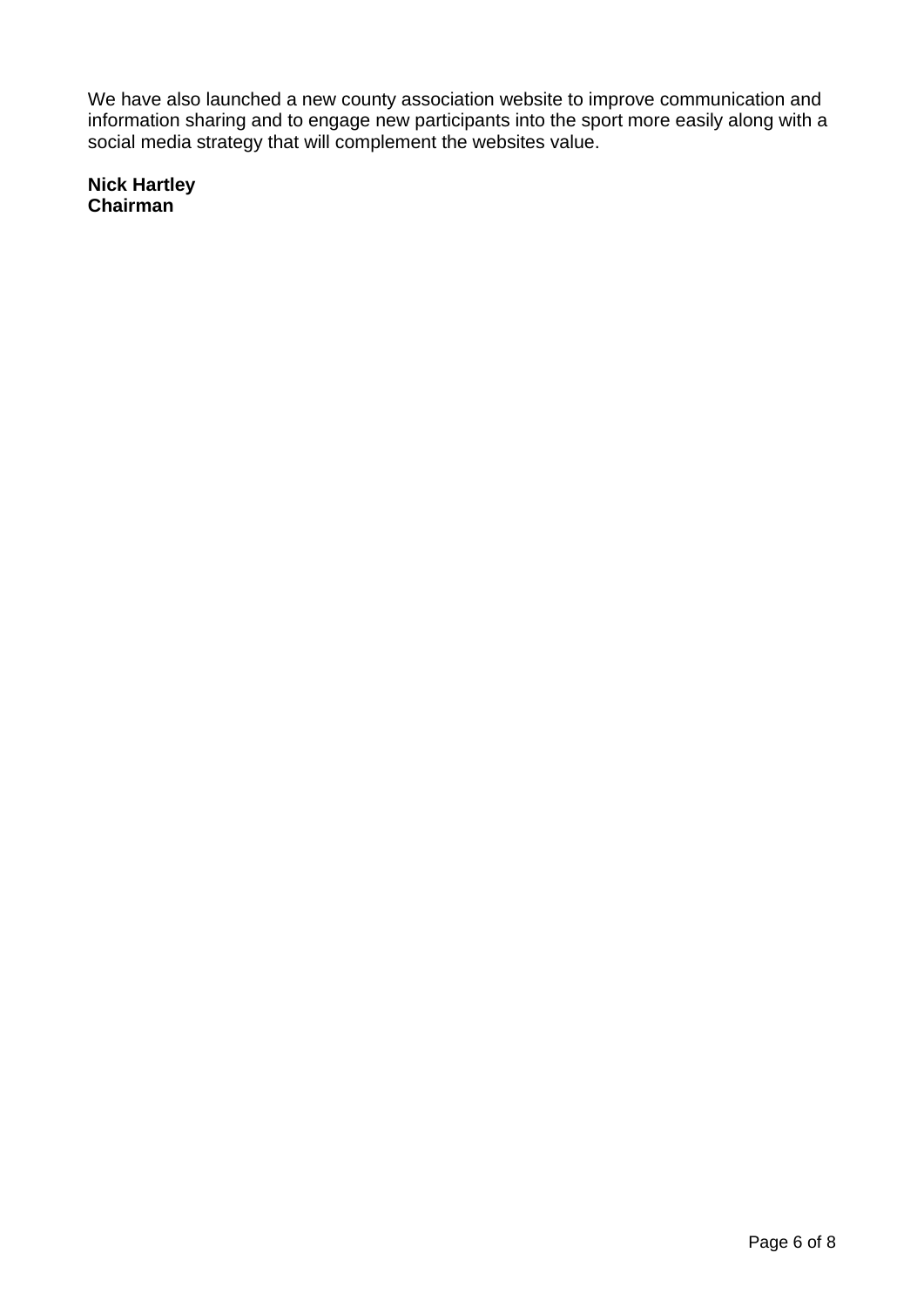We have also launched a new county association website to improve communication and information sharing and to engage new participants into the sport more easily along with a social media strategy that will complement the websites value.

**Nick Hartley**
**Chairman**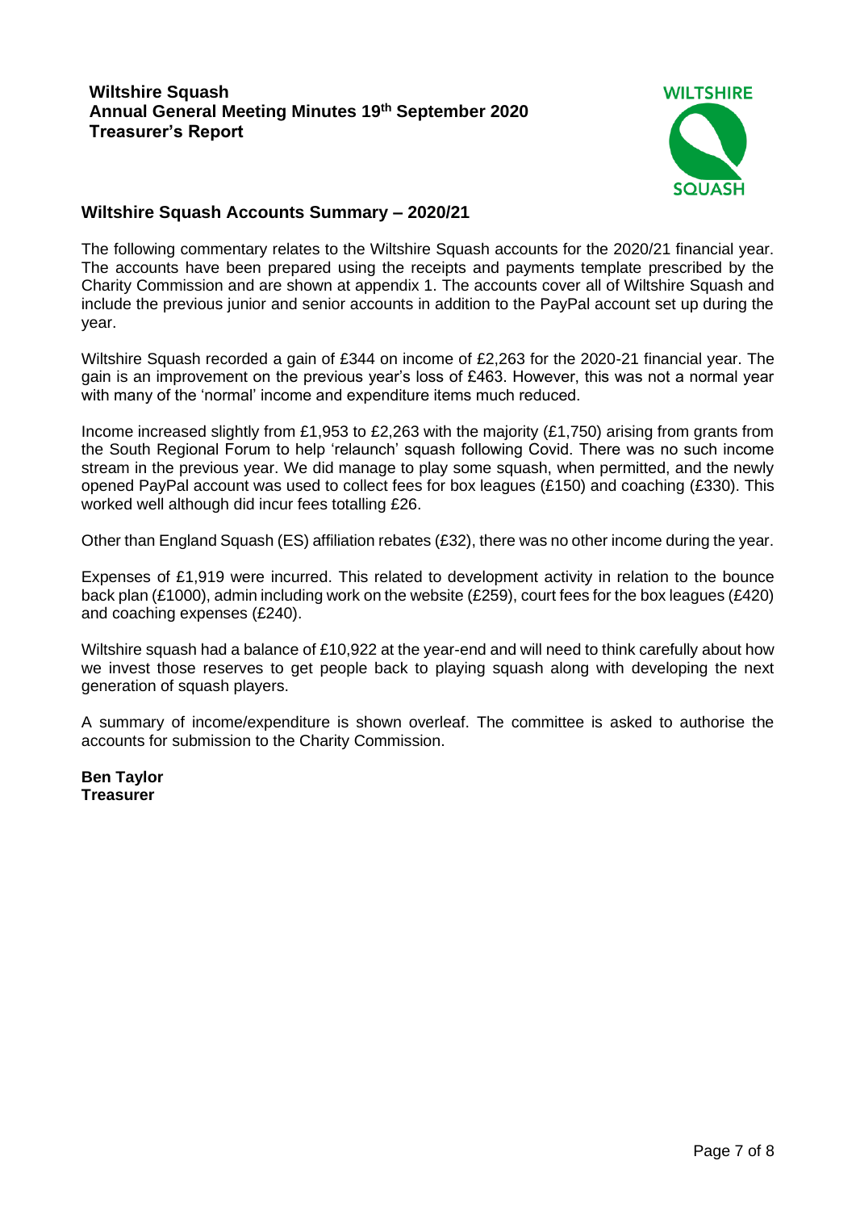**Wiltshire Squash**
**Annual General Meeting Minutes 19th September 2020**
**Treasurer's Report**

WILTSHIRE SQUASH

## Wiltshire Squash Accounts Summary – 2020/21

The following commentary relates to the Wiltshire Squash accounts for the 2020/21 financial year. The accounts have been prepared using the receipts and payments template prescribed by the Charity Commission and are shown at appendix 1. The accounts cover all of Wiltshire Squash and include the previous junior and senior accounts in addition to the PayPal account set up during the year.

Wiltshire Squash recorded a gain of £344 on income of £2,263 for the 2020-21 financial year. The gain is an improvement on the previous year's loss of £463. However, this was not a normal year with many of the 'normal' income and expenditure items much reduced.

Income increased slightly from £1,953 to £2,263 with the majority (£1,750) arising from grants from the South Regional Forum to help 'relaunch' squash following Covid. There was no such income stream in the previous year. We did manage to play some squash, when permitted, and the newly opened PayPal account was used to collect fees for box leagues (£150) and coaching (£330). This worked well although did incur fees totalling £26.

Other than England Squash (ES) affiliation rebates (£32), there was no other income during the year.

Expenses of £1,919 were incurred. This related to development activity in relation to the bounce back plan (£1000), admin including work on the website (£259), court fees for the box leagues (£420) and coaching expenses (£240).

Wiltshire squash had a balance of £10,922 at the year-end and will need to think carefully about how we invest those reserves to get people back to playing squash along with developing the next generation of squash players.

A summary of income/expenditure is shown overleaf. The committee is asked to authorise the accounts for submission to the Charity Commission.

**Ben Taylor**
**Treasurer**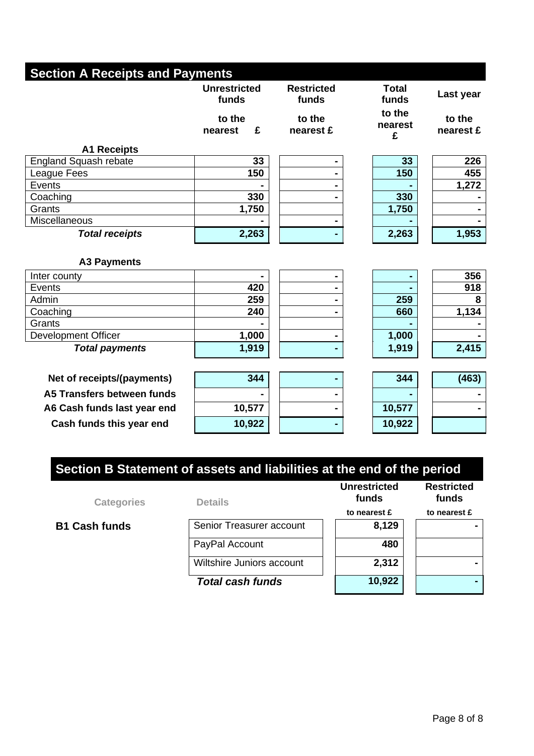## Section A Receipts and Payments

| | Unrestricted funds to the nearest £ | Restricted funds to the nearest £ | Total funds to the nearest £ | Last year to the nearest £ |
|---|---|---|---|---|
| **A1 Receipts** | | | | |
| England Squash rebate | 33 | - | 33 | 226 |
| League Fees | 150 | - | 150 | 455 |
| Events | - | - | - | 1,272 |
| Coaching | 330 | - | 330 | - |
| Grants | 1,750 | | 1,750 | - |
| Miscellaneous | - | - | - | - |
| ***Total receipts*** | 2,263 | - | 2,263 | 1,953 |
| **A3 Payments** | | | | |
| Inter county | - | - | - | 356 |
| Events | 420 | - | - | 918 |
| Admin | 259 | - | 259 | 8 |
| Coaching | 240 | - | 660 | 1,134 |
| Grants | - | | - | - |
| Development Officer | 1,000 | - | 1,000 | - |
| ***Total payments*** | 1,919 | - | 1,919 | 2,415 |
| **Net of receipts/(payments)** | 344 | - | 344 | (463) |
| **A5 Transfers between funds** | - | - | - | - |
| **A6 Cash funds last year end** | 10,577 | - | 10,577 | - |
| **Cash funds this year end** | 10,922 | - | 10,922 | |

## Section B Statement of assets and liabilities at the end of the period

| Categories | Details | Unrestricted funds to nearest £ | Restricted funds to nearest £ |
|---|---|---|---|
| **B1 Cash funds** | Senior Treasurer account | 8,129 | - |
| | PayPal Account | 480 | |
| | Wiltshire Juniors account | 2,312 | - |
| | ***Total cash funds*** | 10,922 | - |